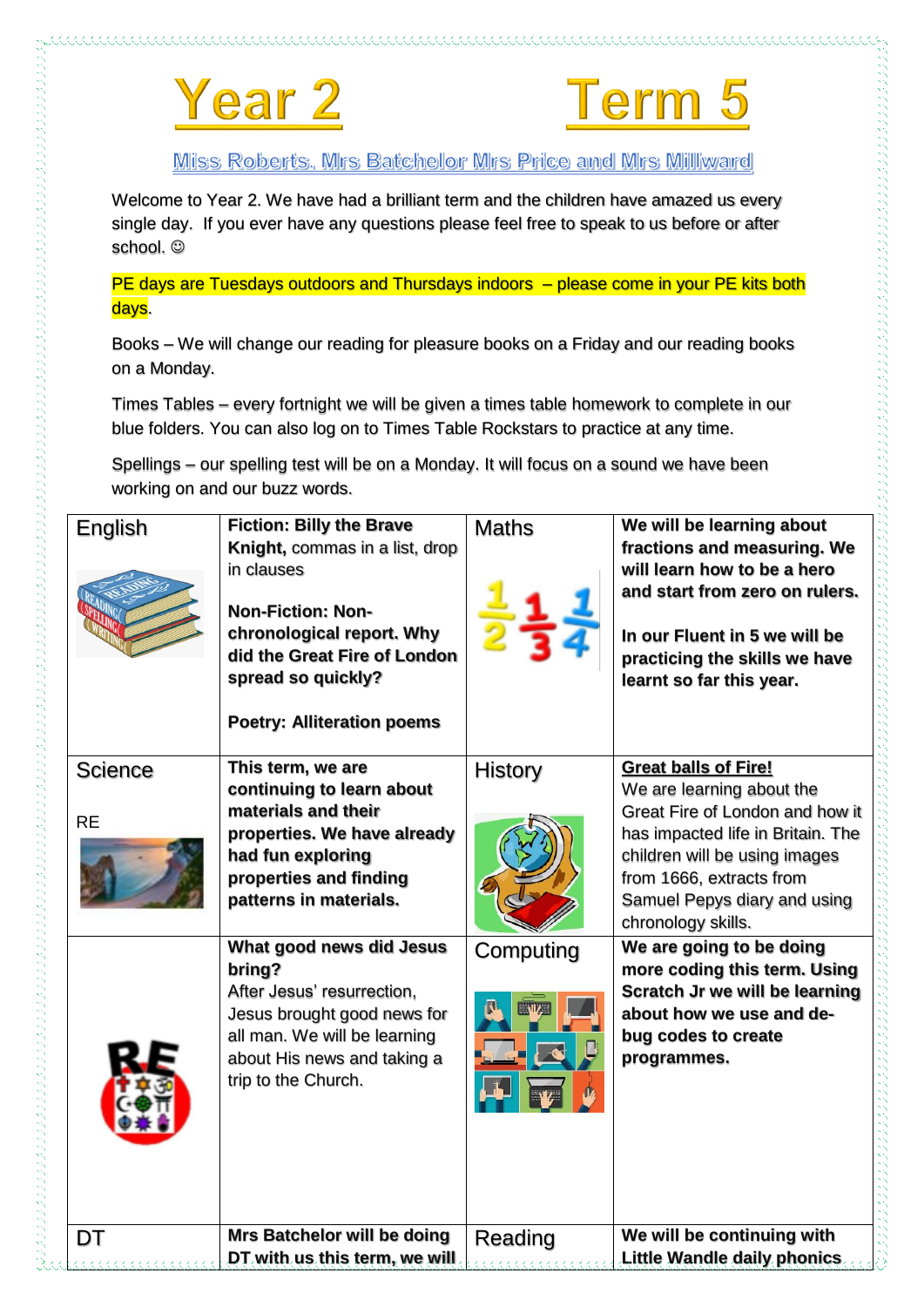# Year 2 Term 5

Miss Roberts, Mrs Batchelor Mrs Price and Mrs Millward

Welcome to Year 2. We have had a brilliant term and the children have amazed us every single day. If you ever have any questions please feel free to speak to us before or after school. ☺

PE days are Tuesdays outdoors and Thursdays indoors – please come in your PE kits both days.

Books – We will change our reading for pleasure books on a Friday and our reading books on a Monday.

Times Tables – every fortnight we will be given a times table homework to complete in our blue folders. You can also log on to Times Table Rockstars to practice at any time.

Spellings – our spelling test will be on a Monday. It will focus on a sound we have been working on and our buzz words.

| English | **Fiction: Billy the Brave Knight,** commas in a list, drop in clauses<br><br>**Non-Fiction: Non-chronological report. Why did the Great Fire of London spread so quickly?**<br><br>**Poetry: Alliteration poems** | Maths | **We will be learning about fractions and measuring. We will learn how to be a hero and start from zero on rulers.**<br><br>**In our Fluent in 5 we will be practicing the skills we have learnt so far this year.** |
|---|---|---|---|
| Science<br><br>RE | **This term, we are continuing to learn about materials and their properties. We have already had fun exploring properties and finding patterns in materials.** | History | **Great balls of Fire!**<br>We are learning about the Great Fire of London and how it has impacted life in Britain. The children will be using images from 1666, extracts from Samuel Pepys diary and using chronology skills. |
| | **What good news did Jesus bring?**<br>After Jesus' resurrection, Jesus brought good news for all man. We will be learning about His news and taking a trip to the Church. | Computing | **We are going to be doing more coding this term. Using Scratch Jr we will be learning about how we use and de-bug codes to create programmes.** |
| DT | **Mrs Batchelor will be doing DT with us this term, we will** | Reading | **We will be continuing with Little Wandle daily phonics** |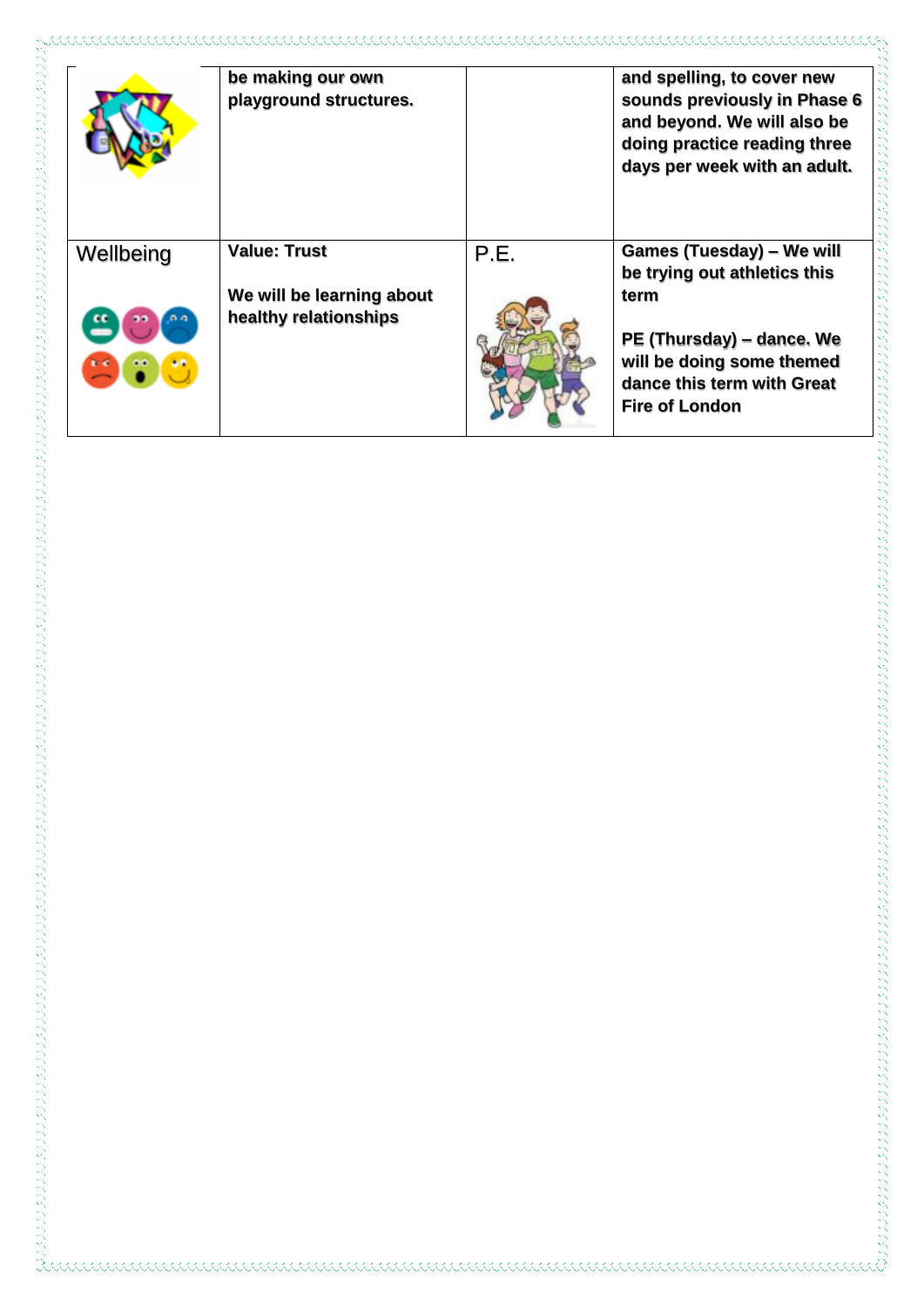| | | | |
|---|---|---|---|
| | be making our own playground structures. | | and spelling, to cover new sounds previously in Phase 6 and beyond. We will also be doing practice reading three days per week with an adult. |
| Wellbeing | **Value: Trust**<br><br>**We will be learning about healthy relationships** | P.E. | **Games (Tuesday) – We will be trying out athletics this term**<br><br>**PE (Thursday) – dance. We will be doing some themed dance this term with Great Fire of London** |